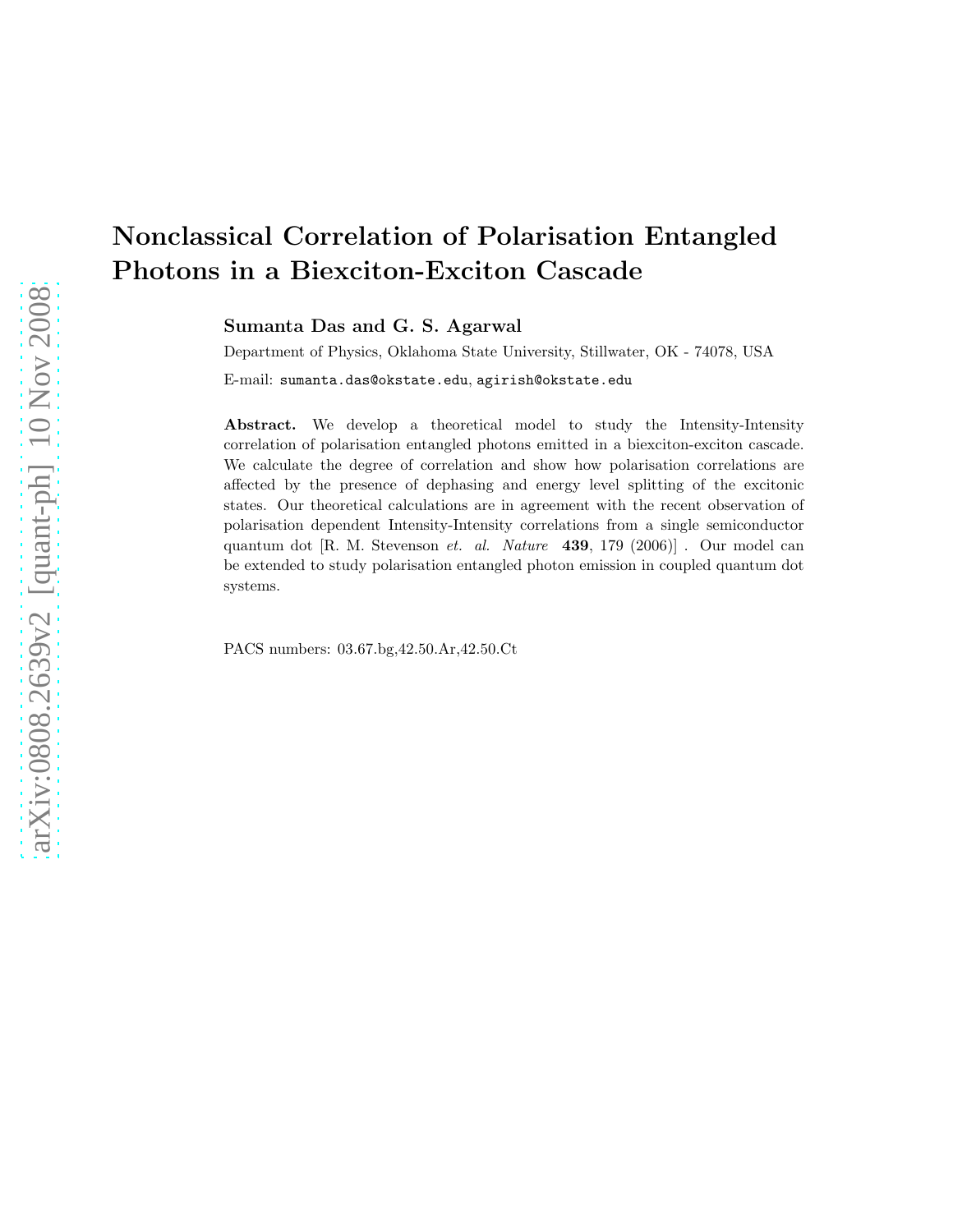# Nonclassical Correlation of Polarisation Entangled Photons in a Biexciton-Exciton Cascade

**Sumanta Das and G. S. Agarwal**

Department of Physics, Oklahoma State University, Stillwater, OK - 74078, USA

E-mail: `sumanta.das@okstate.edu`, `agirish@okstate.edu`

**Abstract.** We develop a theoretical model to study the Intensity-Intensity correlation of polarisation entangled photons emitted in a biexciton-exciton cascade. We calculate the degree of correlation and show how polarisation correlations are affected by the presence of dephasing and energy level splitting of the excitonic states. Our theoretical calculations are in agreement with the recent observation of polarisation dependent Intensity-Intensity correlations from a single semiconductor quantum dot [R. M. Stevenson *et. al. Nature* **439**, 179 (2006)] . Our model can be extended to study polarisation entangled photon emission in coupled quantum dot systems.

PACS numbers: 03.67.bg,42.50.Ar,42.50.Ct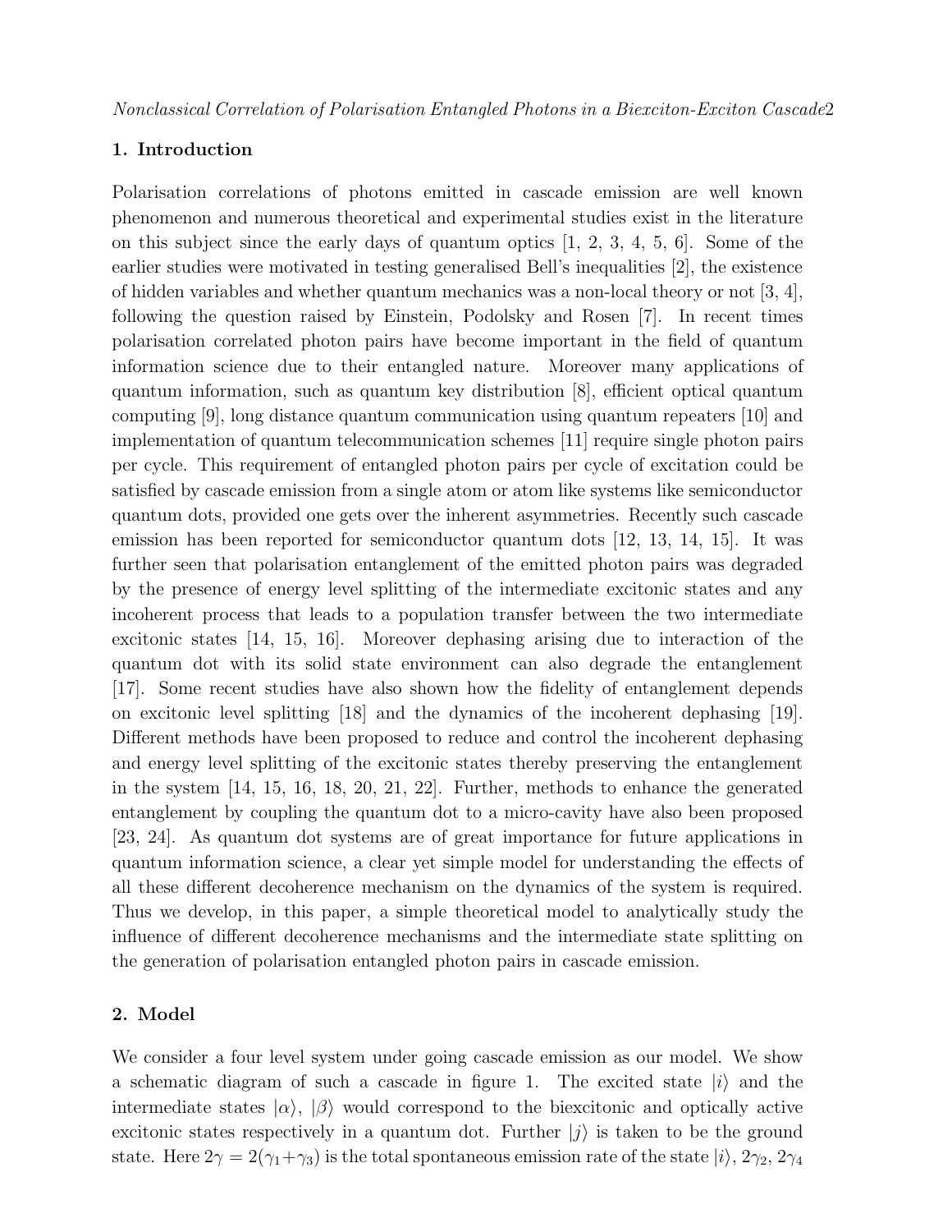## 1. Introduction

Polarisation correlations of photons emitted in cascade emission are well known phenomenon and numerous theoretical and experimental studies exist in the literature on this subject since the early days of quantum optics [1, 2, 3, 4, 5, 6]. Some of the earlier studies were motivated in testing generalised Bell's inequalities [2], the existence of hidden variables and whether quantum mechanics was a non-local theory or not [3, 4], following the question raised by Einstein, Podolsky and Rosen [7]. In recent times polarisation correlated photon pairs have become important in the field of quantum information science due to their entangled nature. Moreover many applications of quantum information, such as quantum key distribution [8], efficient optical quantum computing [9], long distance quantum communication using quantum repeaters [10] and implementation of quantum telecommunication schemes [11] require single photon pairs per cycle. This requirement of entangled photon pairs per cycle of excitation could be satisfied by cascade emission from a single atom or atom like systems like semiconductor quantum dots, provided one gets over the inherent asymmetries. Recently such cascade emission has been reported for semiconductor quantum dots [12, 13, 14, 15]. It was further seen that polarisation entanglement of the emitted photon pairs was degraded by the presence of energy level splitting of the intermediate excitonic states and any incoherent process that leads to a population transfer between the two intermediate excitonic states [14, 15, 16]. Moreover dephasing arising due to interaction of the quantum dot with its solid state environment can also degrade the entanglement [17]. Some recent studies have also shown how the fidelity of entanglement depends on excitonic level splitting [18] and the dynamics of the incoherent dephasing [19]. Different methods have been proposed to reduce and control the incoherent dephasing and energy level splitting of the excitonic states thereby preserving the entanglement in the system [14, 15, 16, 18, 20, 21, 22]. Further, methods to enhance the generated entanglement by coupling the quantum dot to a micro-cavity have also been proposed [23, 24]. As quantum dot systems are of great importance for future applications in quantum information science, a clear yet simple model for understanding the effects of all these different decoherence mechanism on the dynamics of the system is required. Thus we develop, in this paper, a simple theoretical model to analytically study the influence of different decoherence mechanisms and the intermediate state splitting on the generation of polarisation entangled photon pairs in cascade emission.

## 2. Model

We consider a four level system under going cascade emission as our model. We show a schematic diagram of such a cascade in figure 1. The excited state $|i\rangle$ and the intermediate states $|\alpha\rangle$, $|\beta\rangle$ would correspond to the biexcitonic and optically active excitonic states respectively in a quantum dot. Further $|j\rangle$ is taken to be the ground state. Here $2\gamma = 2(\gamma_1+\gamma_3)$ is the total spontaneous emission rate of the state $|i\rangle$, $2\gamma_2$, $2\gamma_4$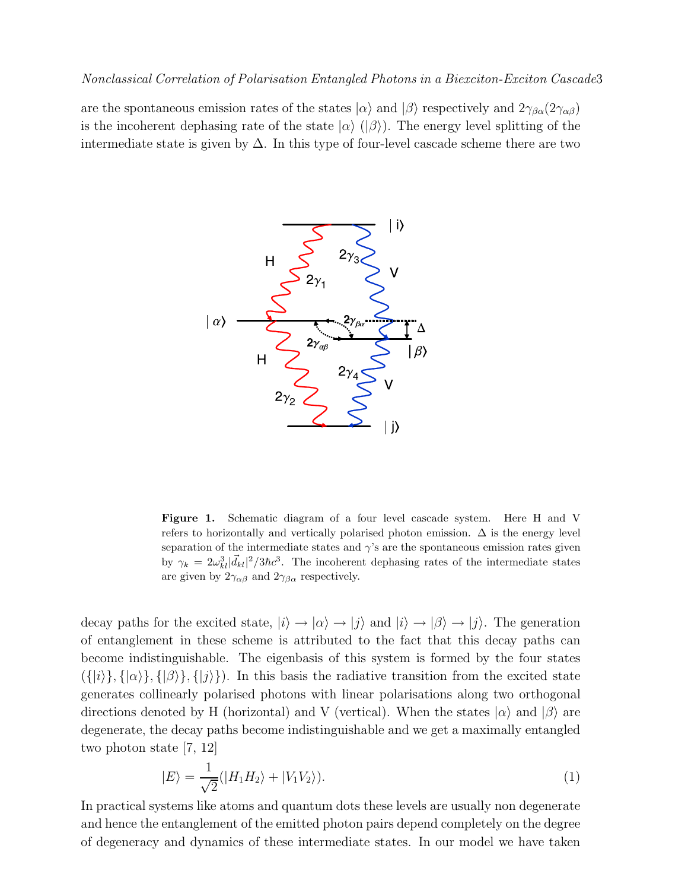are the spontaneous emission rates of the states $|\alpha\rangle$ and $|\beta\rangle$ respectively and $2\gamma_{\beta\alpha}(2\gamma_{\alpha\beta})$ is the incoherent dephasing rate of the state $|\alpha\rangle$ ($|\beta\rangle$). The energy level splitting of the intermediate state is given by $\Delta$. In this type of four-level cascade scheme there are two

**Figure 1.** Schematic diagram of a four level cascade system. Here H and V refers to horizontally and vertically polarised photon emission. $\Delta$ is the energy level separation of the intermediate states and $\gamma$'s are the spontaneous emission rates given by $\gamma_k = 2\omega_{kl}^3|\vec{d}_{kl}|^2/3\hbar c^3$. The incoherent dephasing rates of the intermediate states are given by $2\gamma_{\alpha\beta}$ and $2\gamma_{\beta\alpha}$ respectively.

decay paths for the excited state, $|i\rangle \rightarrow |\alpha\rangle \rightarrow |j\rangle$ and $|i\rangle \rightarrow |\beta\rangle \rightarrow |j\rangle$. The generation of entanglement in these scheme is attributed to the fact that this decay paths can become indistinguishable. The eigenbasis of this system is formed by the four states $(\{|i\rangle\}, \{|\alpha\rangle\}, \{|\beta\rangle\}, \{|j\rangle\})$. In this basis the radiative transition from the excited state generates collinearly polarised photons with linear polarisations along two orthogonal directions denoted by H (horizontal) and V (vertical). When the states $|\alpha\rangle$ and $|\beta\rangle$ are degenerate, the decay paths become indistinguishable and we get a maximally entangled two photon state [7, 12]

$$|E\rangle = \frac{1}{\sqrt{2}}(|H_1H_2\rangle + |V_1V_2\rangle). \tag{1}$$

In practical systems like atoms and quantum dots these levels are usually non degenerate and hence the entanglement of the emitted photon pairs depend completely on the degree of degeneracy and dynamics of these intermediate states. In our model we have taken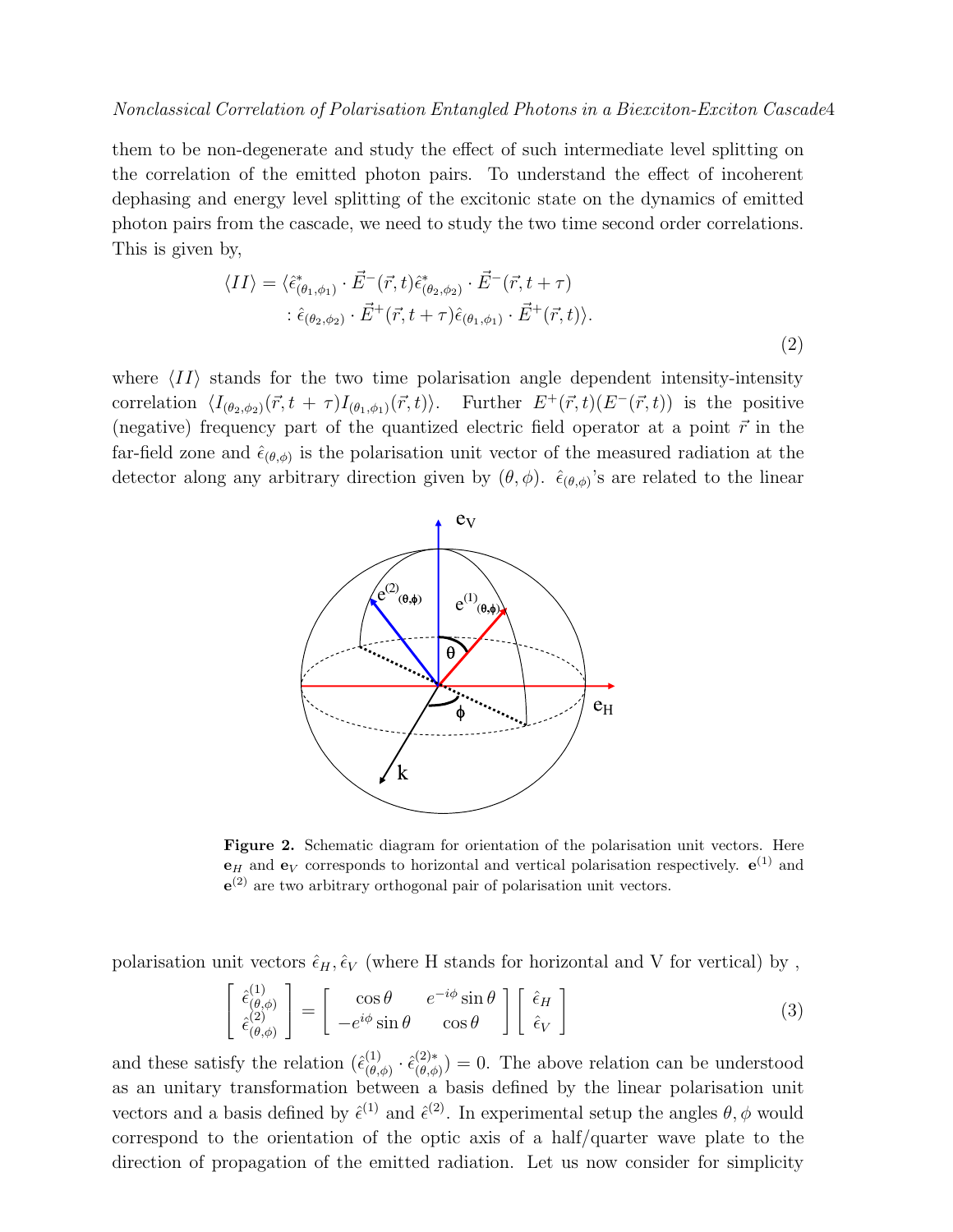them to be non-degenerate and study the effect of such intermediate level splitting on the correlation of the emitted photon pairs. To understand the effect of incoherent dephasing and energy level splitting of the excitonic state on the dynamics of emitted photon pairs from the cascade, we need to study the two time second order correlations. This is given by,

$$
\begin{aligned}
\langle II \rangle = \langle \hat{\epsilon}^*_{(\theta_1,\phi_1)} \cdot \vec{E}^-(\vec{r},t) \hat{\epsilon}^*_{(\theta_2,\phi_2)} \cdot \vec{E}^-(\vec{r},t+\tau) \\
: \hat{\epsilon}_{(\theta_2,\phi_2)} \cdot \vec{E}^+(\vec{r},t+\tau) \hat{\epsilon}_{(\theta_1,\phi_1)} \cdot \vec{E}^+(\vec{r},t) \rangle.
\end{aligned} \tag{2}
$$

where $\langle II \rangle$ stands for the two time polarisation angle dependent intensity-intensity correlation $\langle I_{(\theta_2,\phi_2)}(\vec{r},t+\tau) I_{(\theta_1,\phi_1)}(\vec{r},t) \rangle$. Further $E^+(\vec{r},t)(E^-(\vec{r},t))$ is the positive (negative) frequency part of the quantized electric field operator at a point $\vec{r}$ in the far-field zone and $\hat{\epsilon}_{(\theta,\phi)}$ is the polarisation unit vector of the measured radiation at the detector along any arbitrary direction given by $(\theta,\phi)$. $\hat{\epsilon}_{(\theta,\phi)}$'s are related to the linear

**Figure 2.** Schematic diagram for orientation of the polarisation unit vectors. Here $\mathbf{e}_H$ and $\mathbf{e}_V$ corresponds to horizontal and vertical polarisation respectively. $\mathbf{e}^{(1)}$ and $\mathbf{e}^{(2)}$ are two arbitrary orthogonal pair of polarisation unit vectors.

polarisation unit vectors $\hat{\epsilon}_H, \hat{\epsilon}_V$ (where H stands for horizontal and V for vertical) by ,

$$
\begin{bmatrix} \hat{\epsilon}^{(1)}_{(\theta,\phi)} \\ \hat{\epsilon}^{(2)}_{(\theta,\phi)} \end{bmatrix} = \begin{bmatrix} \cos\theta & e^{-i\phi}\sin\theta \\ -e^{i\phi}\sin\theta & \cos\theta \end{bmatrix} \begin{bmatrix} \hat{\epsilon}_H \\ \hat{\epsilon}_V \end{bmatrix} \tag{3}
$$

and these satisfy the relation $(\hat{\epsilon}^{(1)}_{(\theta,\phi)} \cdot \hat{\epsilon}^{(2)*}_{(\theta,\phi)}) = 0$. The above relation can be understood as an unitary transformation between a basis defined by the linear polarisation unit vectors and a basis defined by $\hat{\epsilon}^{(1)}$ and $\hat{\epsilon}^{(2)}$. In experimental setup the angles $\theta, \phi$ would correspond to the orientation of the optic axis of a half/quarter wave plate to the direction of propagation of the emitted radiation. Let us now consider for simplicity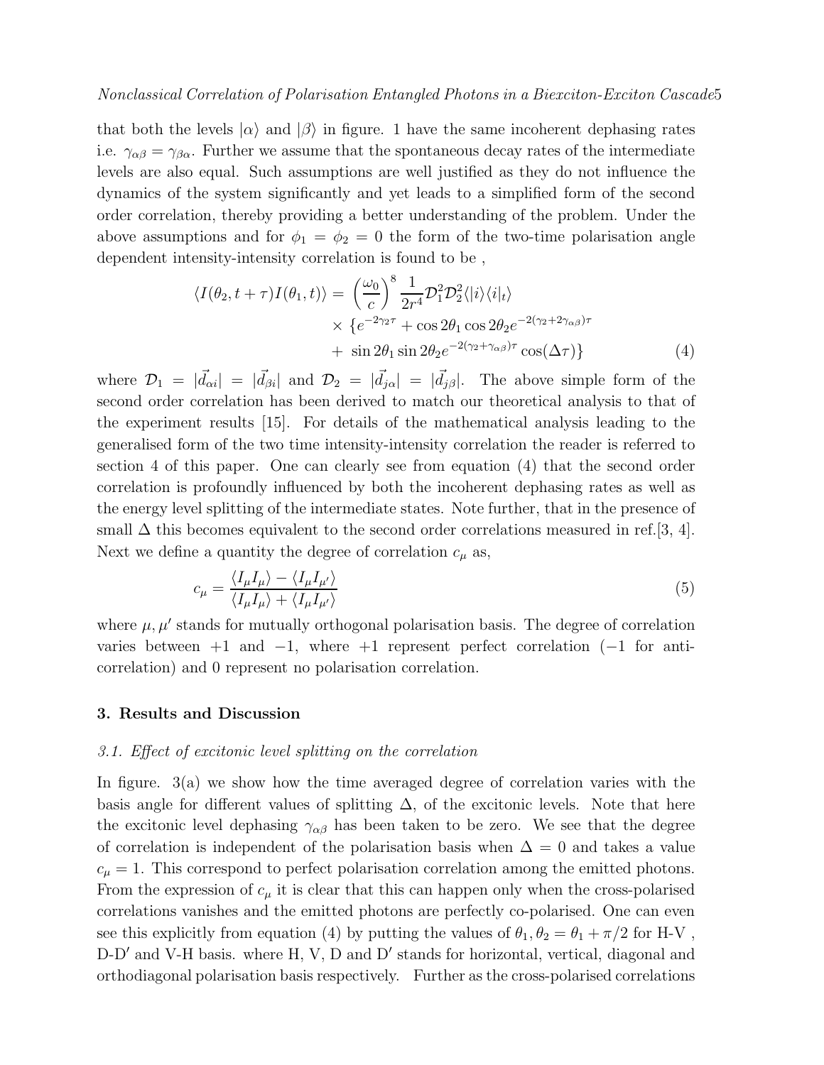that both the levels $|\alpha\rangle$ and $|\beta\rangle$ in figure. 1 have the same incoherent dephasing rates i.e. $\gamma_{\alpha\beta} = \gamma_{\beta\alpha}$. Further we assume that the spontaneous decay rates of the intermediate levels are also equal. Such assumptions are well justified as they do not influence the dynamics of the system significantly and yet leads to a simplified form of the second order correlation, thereby providing a better understanding of the problem. Under the above assumptions and for $\phi_1 = \phi_2 = 0$ the form of the two-time polarisation angle dependent intensity-intensity correlation is found to be ,

$$
\begin{aligned}
\langle I(\theta_2, t+\tau) I(\theta_1, t)\rangle = & \left(\frac{\omega_0}{c}\right)^8 \frac{1}{2r^4} \mathcal{D}_1^2 \mathcal{D}_2^2 \langle |i\rangle\langle i|_t\rangle \\
& \times \{e^{-2\gamma_2 \tau} + \cos 2\theta_1 \cos 2\theta_2 e^{-2(\gamma_2 + 2\gamma_{\alpha\beta})\tau} \\
& + \sin 2\theta_1 \sin 2\theta_2 e^{-2(\gamma_2 + \gamma_{\alpha\beta})\tau} \cos(\Delta\tau)\} \qquad (4)
\end{aligned}
$$

where $\mathcal{D}_1 = |\vec{d}_{\alpha i}| = |\vec{d}_{\beta i}|$ and $\mathcal{D}_2 = |\vec{d}_{j\alpha}| = |\vec{d}_{j\beta}|$. The above simple form of the second order correlation has been derived to match our theoretical analysis to that of the experiment results [15]. For details of the mathematical analysis leading to the generalised form of the two time intensity-intensity correlation the reader is referred to section 4 of this paper. One can clearly see from equation (4) that the second order correlation is profoundly influenced by both the incoherent dephasing rates as well as the energy level splitting of the intermediate states. Note further, that in the presence of small $\Delta$ this becomes equivalent to the second order correlations measured in ref.[3, 4]. Next we define a quantity the degree of correlation $c_\mu$ as,

$$
c_\mu = \frac{\langle I_\mu I_\mu\rangle - \langle I_\mu I_{\mu'}\rangle}{\langle I_\mu I_\mu\rangle + \langle I_\mu I_{\mu'}\rangle} \qquad (5)
$$

where $\mu, \mu'$ stands for mutually orthogonal polarisation basis. The degree of correlation varies between $+1$ and $-1$, where $+1$ represent perfect correlation ($-1$ for anti-correlation) and 0 represent no polarisation correlation.

## 3. Results and Discussion

### *3.1. Effect of excitonic level splitting on the correlation*

In figure. 3(a) we show how the time averaged degree of correlation varies with the basis angle for different values of splitting $\Delta$, of the excitonic levels. Note that here the excitonic level dephasing $\gamma_{\alpha\beta}$ has been taken to be zero. We see that the degree of correlation is independent of the polarisation basis when $\Delta = 0$ and takes a value $c_\mu = 1$. This correspond to perfect polarisation correlation among the emitted photons. From the expression of $c_\mu$ it is clear that this can happen only when the cross-polarised correlations vanishes and the emitted photons are perfectly co-polarised. One can even see this explicitly from equation (4) by putting the values of $\theta_1, \theta_2 = \theta_1 + \pi/2$ for H-V , D-D′ and V-H basis. where H, V, D and D′ stands for horizontal, vertical, diagonal and orthodiagonal polarisation basis respectively. Further as the cross-polarised correlations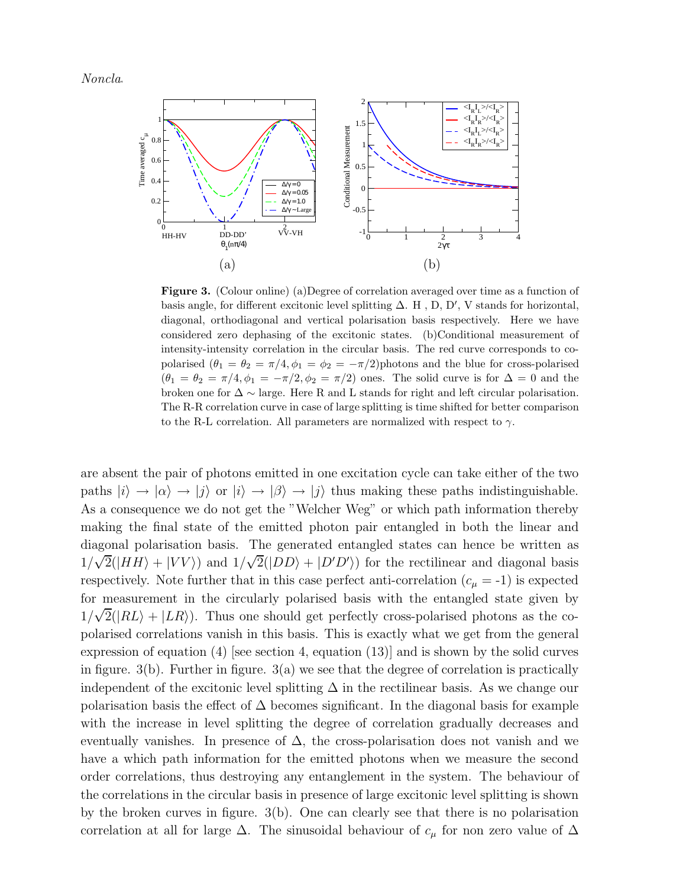**Figure 3.** (Colour online) (a)Degree of correlation averaged over time as a function of basis angle, for different excitonic level splitting $\Delta$. H , D, D$'$, V stands for horizontal, diagonal, orthodiagonal and vertical polarisation basis respectively. Here we have considered zero dephasing of the excitonic states. (b)Conditional measurement of intensity-intensity correlation in the circular basis. The red curve corresponds to co-polarised ($\theta_1 = \theta_2 = \pi/4, \phi_1 = \phi_2 = -\pi/2$)photons and the blue for cross-polarised ($\theta_1 = \theta_2 = \pi/4, \phi_1 = -\pi/2, \phi_2 = \pi/2$) ones. The solid curve is for $\Delta = 0$ and the broken one for $\Delta \sim$ large. Here R and L stands for right and left circular polarisation. The R-R correlation curve in case of large splitting is time shifted for better comparison to the R-L correlation. All parameters are normalized with respect to $\gamma$.

are absent the pair of photons emitted in one excitation cycle can take either of the two paths $|i\rangle \to |\alpha\rangle \to |j\rangle$ or $|i\rangle \to |\beta\rangle \to |j\rangle$ thus making these paths indistinguishable. As a consequence we do not get the "Welcher Weg" or which path information thereby making the final state of the emitted photon pair entangled in both the linear and diagonal polarisation basis. The generated entangled states can hence be written as $1/\sqrt{2}(|HH\rangle + |VV\rangle)$ and $1/\sqrt{2}(|DD\rangle + |D'D'\rangle)$ for the rectilinear and diagonal basis respectively. Note further that in this case perfect anti-correlation ($c_\mu$ = -1) is expected for measurement in the circularly polarised basis with the entangled state given by $1/\sqrt{2}(|RL\rangle + |LR\rangle)$. Thus one should get perfectly cross-polarised photons as the co-polarised correlations vanish in this basis. This is exactly what we get from the general expression of equation (4) [see section 4, equation (13)] and is shown by the solid curves in figure. 3(b). Further in figure. 3(a) we see that the degree of correlation is practically independent of the excitonic level splitting $\Delta$ in the rectilinear basis. As we change our polarisation basis the effect of $\Delta$ becomes significant. In the diagonal basis for example with the increase in level splitting the degree of correlation gradually decreases and eventually vanishes. In presence of $\Delta$, the cross-polarisation does not vanish and we have a which path information for the emitted photons when we measure the second order correlations, thus destroying any entanglement in the system. The behaviour of the correlations in the circular basis in presence of large excitonic level splitting is shown by the broken curves in figure. 3(b). One can clearly see that there is no polarisation correlation at all for large $\Delta$. The sinusoidal behaviour of $c_\mu$ for non zero value of $\Delta$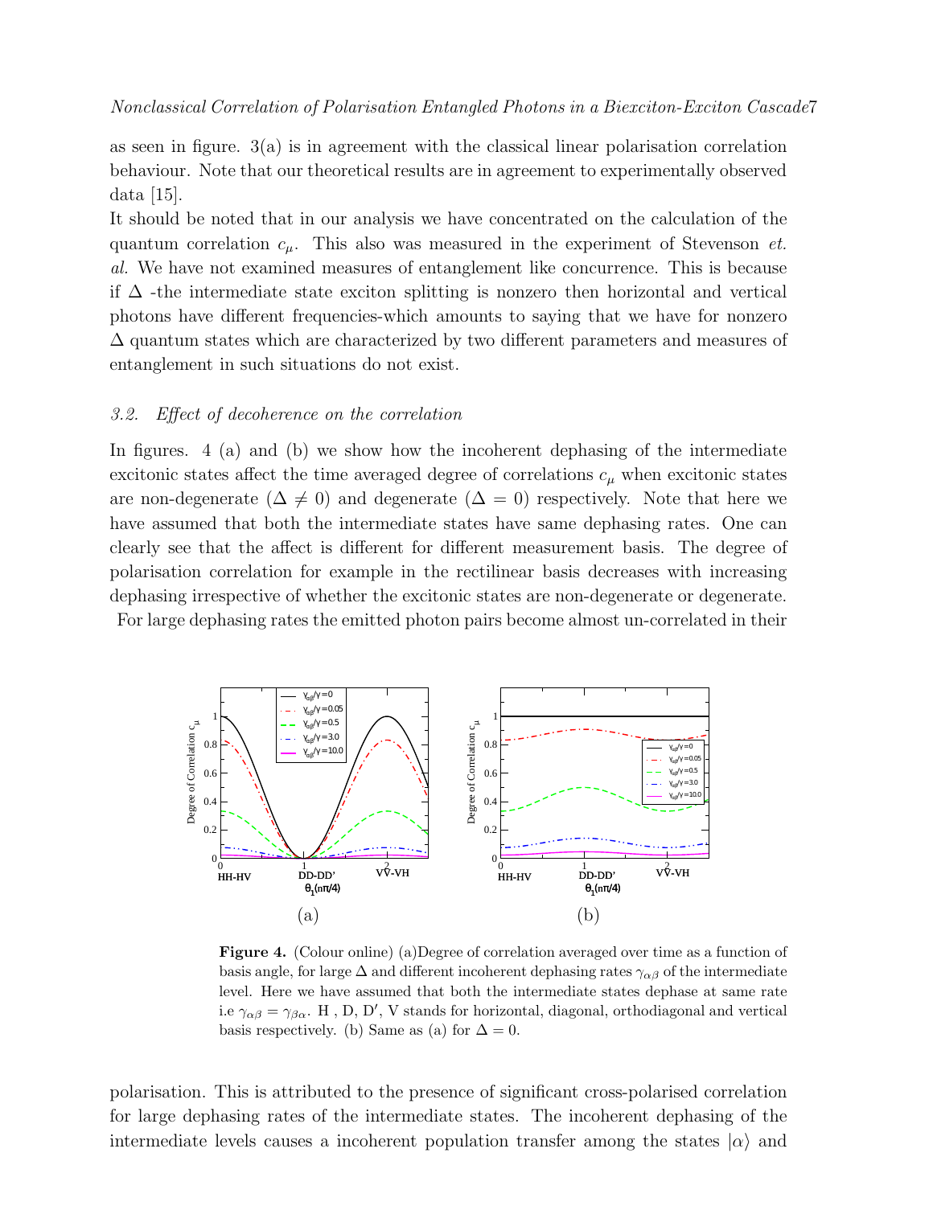as seen in figure. 3(a) is in agreement with the classical linear polarisation correlation behaviour. Note that our theoretical results are in agreement to experimentally observed data [15].

It should be noted that in our analysis we have concentrated on the calculation of the quantum correlation $c_\mu$. This also was measured in the experiment of Stevenson *et. al.* We have not examined measures of entanglement like concurrence. This is because if $\Delta$ -the intermediate state exciton splitting is nonzero then horizontal and vertical photons have different frequencies-which amounts to saying that we have for nonzero $\Delta$ quantum states which are characterized by two different parameters and measures of entanglement in such situations do not exist.

### 3.2. *Effect of decoherence on the correlation*

In figures. 4 (a) and (b) we show how the incoherent dephasing of the intermediate excitonic states affect the time averaged degree of correlations $c_\mu$ when excitonic states are non-degenerate ($\Delta \neq 0$) and degenerate ($\Delta = 0$) respectively. Note that here we have assumed that both the intermediate states have same dephasing rates. One can clearly see that the affect is different for different measurement basis. The degree of polarisation correlation for example in the rectilinear basis decreases with increasing dephasing irrespective of whether the excitonic states are non-degenerate or degenerate. For large dephasing rates the emitted photon pairs become almost un-correlated in their

**Figure 4.** (Colour online) (a)Degree of correlation averaged over time as a function of basis angle, for large $\Delta$ and different incoherent dephasing rates $\gamma_{\alpha\beta}$ of the intermediate level. Here we have assumed that both the intermediate states dephase at same rate i.e $\gamma_{\alpha\beta} = \gamma_{\beta\alpha}$. H , D, D′, V stands for horizontal, diagonal, orthodiagonal and vertical basis respectively. (b) Same as (a) for $\Delta = 0$.

polarisation. This is attributed to the presence of significant cross-polarised correlation for large dephasing rates of the intermediate states. The incoherent dephasing of the intermediate levels causes a incoherent population transfer among the states $|\alpha\rangle$ and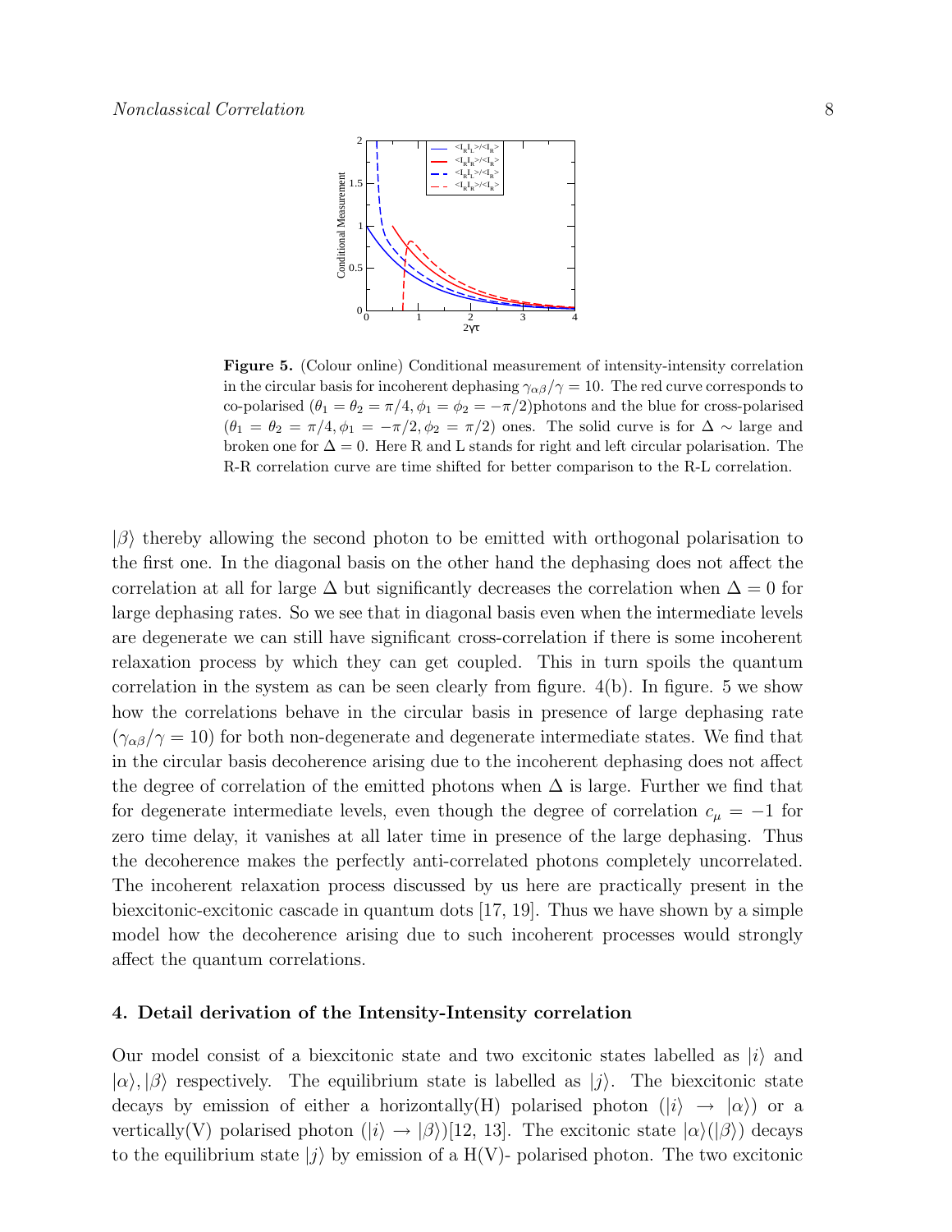**Figure 5.** (Colour online) Conditional measurement of intensity-intensity correlation in the circular basis for incoherent dephasing $\gamma_{\alpha\beta}/\gamma = 10$. The red curve corresponds to co-polarised ($\theta_1 = \theta_2 = \pi/4, \phi_1 = \phi_2 = -\pi/2$)photons and the blue for cross-polarised ($\theta_1 = \theta_2 = \pi/4, \phi_1 = -\pi/2, \phi_2 = \pi/2$) ones. The solid curve is for $\Delta \sim$ large and broken one for $\Delta = 0$. Here R and L stands for right and left circular polarisation. The R-R correlation curve are time shifted for better comparison to the R-L correlation.

$|\beta\rangle$ thereby allowing the second photon to be emitted with orthogonal polarisation to the first one. In the diagonal basis on the other hand the dephasing does not affect the correlation at all for large $\Delta$ but significantly decreases the correlation when $\Delta = 0$ for large dephasing rates. So we see that in diagonal basis even when the intermediate levels are degenerate we can still have significant cross-correlation if there is some incoherent relaxation process by which they can get coupled. This in turn spoils the quantum correlation in the system as can be seen clearly from figure. 4(b). In figure. 5 we show how the correlations behave in the circular basis in presence of large dephasing rate ($\gamma_{\alpha\beta}/\gamma = 10$) for both non-degenerate and degenerate intermediate states. We find that in the circular basis decoherence arising due to the incoherent dephasing does not affect the degree of correlation of the emitted photons when $\Delta$ is large. Further we find that for degenerate intermediate levels, even though the degree of correlation $c_\mu = -1$ for zero time delay, it vanishes at all later time in presence of the large dephasing. Thus the decoherence makes the perfectly anti-correlated photons completely uncorrelated. The incoherent relaxation process discussed by us here are practically present in the biexcitonic-excitonic cascade in quantum dots [17, 19]. Thus we have shown by a simple model how the decoherence arising due to such incoherent processes would strongly affect the quantum correlations.

## 4. Detail derivation of the Intensity-Intensity correlation

Our model consist of a biexcitonic state and two excitonic states labelled as $|i\rangle$ and $|\alpha\rangle, |\beta\rangle$ respectively. The equilibrium state is labelled as $|j\rangle$. The biexcitonic state decays by emission of either a horizontally(H) polarised photon ($|i\rangle \rightarrow |\alpha\rangle$) or a vertically(V) polarised photon ($|i\rangle \rightarrow |\beta\rangle$)[12, 13]. The excitonic state $|\alpha\rangle(|\beta\rangle)$ decays to the equilibrium state $|j\rangle$ by emission of a H(V)- polarised photon. The two excitonic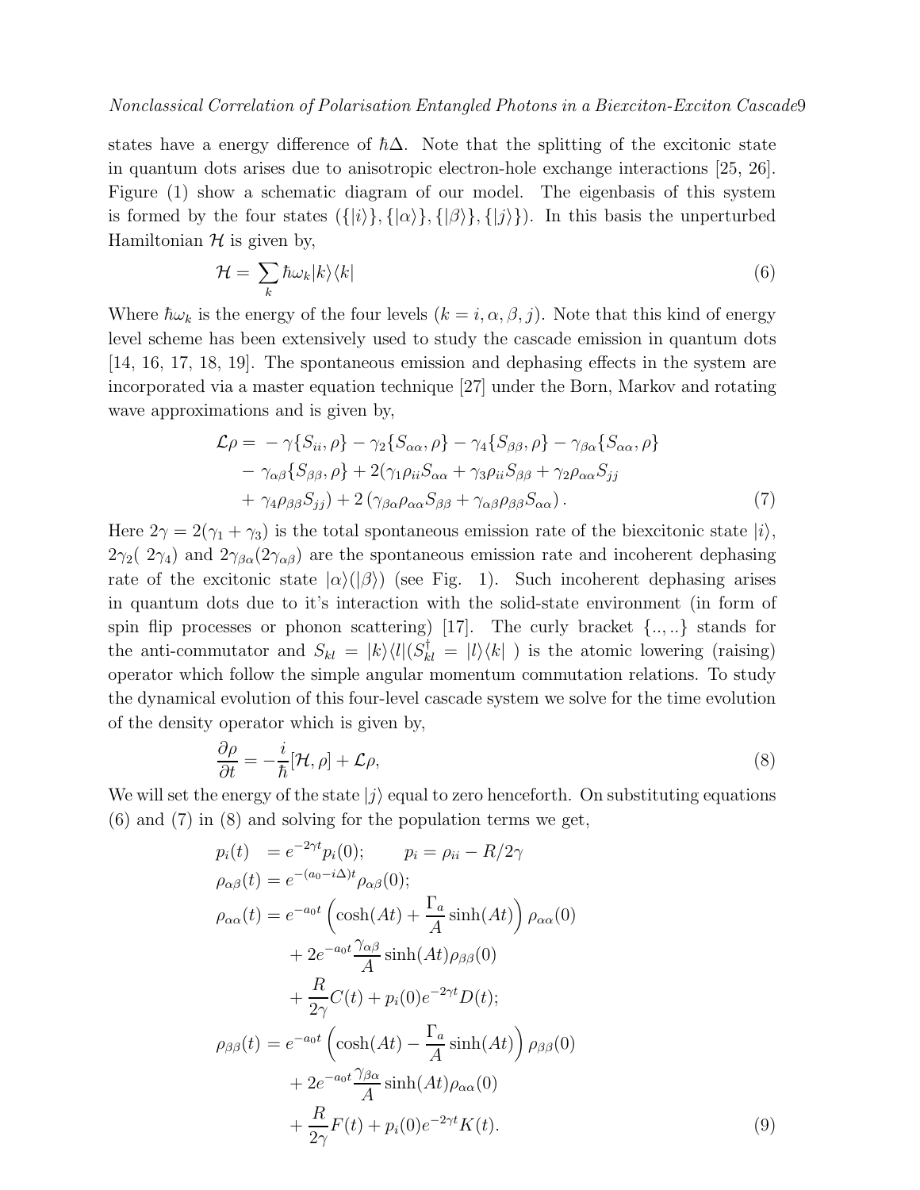states have a energy difference of $\hbar\Delta$. Note that the splitting of the excitonic state in quantum dots arises due to anisotropic electron-hole exchange interactions [25, 26]. Figure (1) show a schematic diagram of our model. The eigenbasis of this system is formed by the four states $(\{|i\rangle\}, \{|\alpha\rangle\}, \{|\beta\rangle\}, \{|j\rangle\})$. In this basis the unperturbed Hamiltonian $\mathcal{H}$ is given by,

$$
\mathcal{H} = \sum_k \hbar\omega_k |k\rangle\langle k| \tag{6}
$$

Where $\hbar\omega_k$ is the energy of the four levels $(k = i, \alpha, \beta, j)$. Note that this kind of energy level scheme has been extensively used to study the cascade emission in quantum dots [14, 16, 17, 18, 19]. The spontaneous emission and dephasing effects in the system are incorporated via a master equation technique [27] under the Born, Markov and rotating wave approximations and is given by,

$$
\begin{aligned}
\mathcal{L}\rho = & -\gamma\{S_{ii}, \rho\} - \gamma_2\{S_{\alpha\alpha}, \rho\} - \gamma_4\{S_{\beta\beta}, \rho\} - \gamma_{\beta\alpha}\{S_{\alpha\alpha}, \rho\} \\
& - \gamma_{\alpha\beta}\{S_{\beta\beta}, \rho\} + 2(\gamma_1 \rho_{ii} S_{\alpha\alpha} + \gamma_3 \rho_{ii} S_{\beta\beta} + \gamma_2 \rho_{\alpha\alpha} S_{jj} \\
& + \gamma_4 \rho_{\beta\beta} S_{jj}) + 2\left(\gamma_{\beta\alpha}\rho_{\alpha\alpha} S_{\beta\beta} + \gamma_{\alpha\beta}\rho_{\beta\beta} S_{\alpha\alpha}\right).
\end{aligned} \tag{7}
$$

Here $2\gamma = 2(\gamma_1 + \gamma_3)$ is the total spontaneous emission rate of the biexcitonic state $|i\rangle$, $2\gamma_2(\ 2\gamma_4)$ and $2\gamma_{\beta\alpha}(2\gamma_{\alpha\beta})$ are the spontaneous emission rate and incoherent dephasing rate of the excitonic state $|\alpha\rangle(|\beta\rangle)$ (see Fig. 1). Such incoherent dephasing arises in quantum dots due to it's interaction with the solid-state environment (in form of spin flip processes or phonon scattering) [17]. The curly bracket $\{..,..\}$ stands for the anti-commutator and $S_{kl} = |k\rangle\langle l|(S^{\dagger}_{kl} = |l\rangle\langle k|\ )$ is the atomic lowering (raising) operator which follow the simple angular momentum commutation relations. To study the dynamical evolution of this four-level cascade system we solve for the time evolution of the density operator which is given by,

$$
\frac{\partial\rho}{\partial t} = -\frac{i}{\hbar}[\mathcal{H}, \rho] + \mathcal{L}\rho, \tag{8}
$$

We will set the energy of the state $|j\rangle$ equal to zero henceforth. On substituting equations (6) and (7) in (8) and solving for the population terms we get,

$$
\begin{aligned}
p_i(t) \ &= e^{-2\gamma t} p_i(0); \qquad p_i = \rho_{ii} - R/2\gamma \\
\rho_{\alpha\beta}(t) &= e^{-(a_0 - i\Delta)t}\rho_{\alpha\beta}(0); \\
\rho_{\alpha\alpha}(t) &= e^{-a_0 t}\left(\cosh(At) + \frac{\Gamma_a}{A}\sinh(At)\right)\rho_{\alpha\alpha}(0) \\
&\quad + 2e^{-a_0 t}\frac{\gamma_{\alpha\beta}}{A}\sinh(At)\rho_{\beta\beta}(0) \\
&\quad + \frac{R}{2\gamma}C(t) + p_i(0)e^{-2\gamma t}D(t); \\
\rho_{\beta\beta}(t) &= e^{-a_0 t}\left(\cosh(At) - \frac{\Gamma_a}{A}\sinh(At)\right)\rho_{\beta\beta}(0) \\
&\quad + 2e^{-a_0 t}\frac{\gamma_{\beta\alpha}}{A}\sinh(At)\rho_{\alpha\alpha}(0) \\
&\quad + \frac{R}{2\gamma}F(t) + p_i(0)e^{-2\gamma t}K(t).
\end{aligned} \tag{9}
$$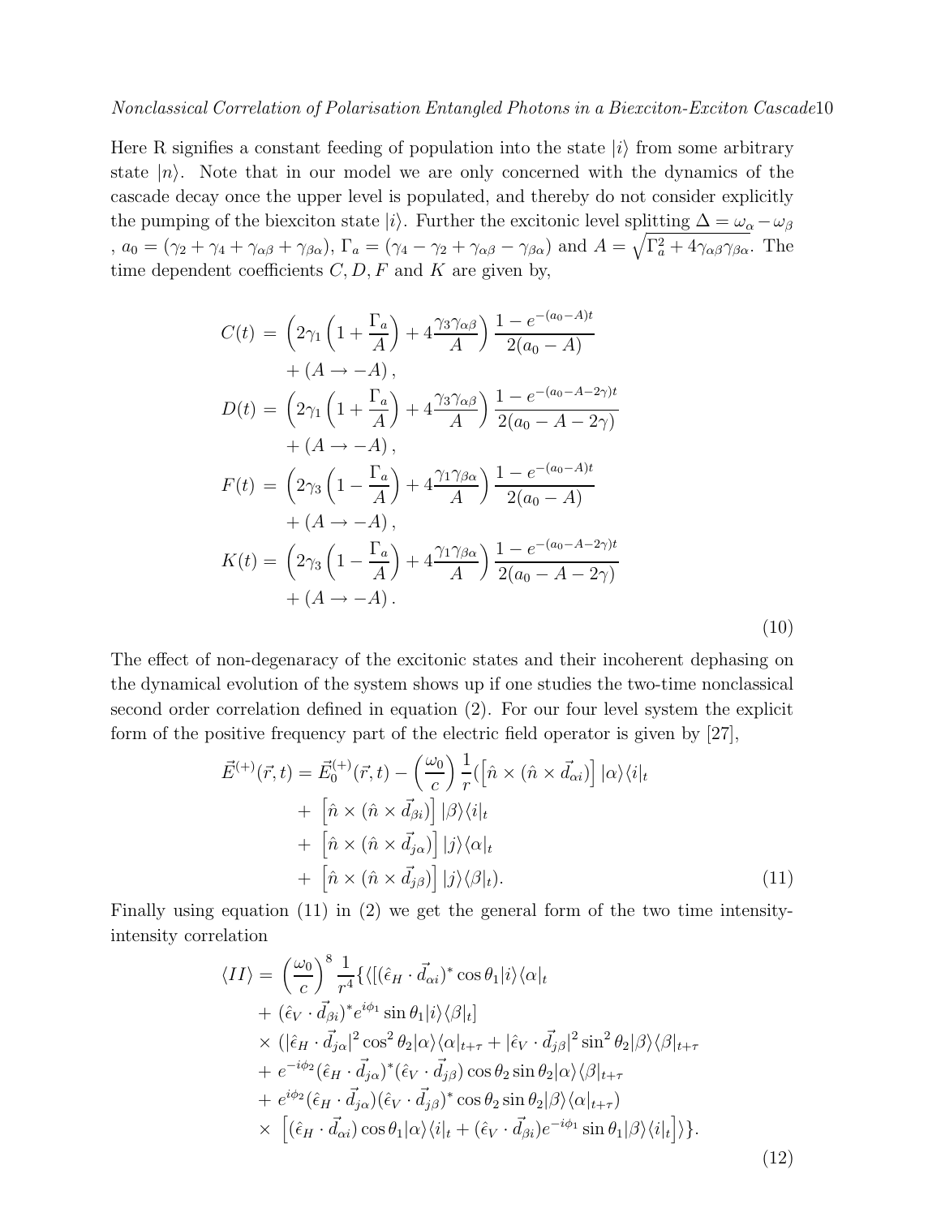Here R signifies a constant feeding of population into the state $|i\rangle$ from some arbitrary state $|n\rangle$. Note that in our model we are only concerned with the dynamics of the cascade decay once the upper level is populated, and thereby do not consider explicitly the pumping of the biexciton state $|i\rangle$. Further the excitonic level splitting $\Delta = \omega_\alpha - \omega_\beta$ , $a_0 = (\gamma_2 + \gamma_4 + \gamma_{\alpha\beta} + \gamma_{\beta\alpha})$, $\Gamma_a = (\gamma_4 - \gamma_2 + \gamma_{\alpha\beta} - \gamma_{\beta\alpha})$ and $A = \sqrt{\Gamma_a^2 + 4\gamma_{\alpha\beta}\gamma_{\beta\alpha}}$. The time dependent coefficients $C, D, F$ and $K$ are given by,

$$
\begin{aligned}
C(t) &= \left(2\gamma_1\left(1 + \frac{\Gamma_a}{A}\right) + 4\frac{\gamma_3\gamma_{\alpha\beta}}{A}\right)\frac{1 - e^{-(a_0 - A)t}}{2(a_0 - A)} \\
&\quad + (A \to -A)\,, \\
D(t) &= \left(2\gamma_1\left(1 + \frac{\Gamma_a}{A}\right) + 4\frac{\gamma_3\gamma_{\alpha\beta}}{A}\right)\frac{1 - e^{-(a_0 - A - 2\gamma)t}}{2(a_0 - A - 2\gamma)} \\
&\quad + (A \to -A)\,, \\
F(t) &= \left(2\gamma_3\left(1 - \frac{\Gamma_a}{A}\right) + 4\frac{\gamma_1\gamma_{\beta\alpha}}{A}\right)\frac{1 - e^{-(a_0 - A)t}}{2(a_0 - A)} \\
&\quad + (A \to -A)\,, \\
K(t) &= \left(2\gamma_3\left(1 - \frac{\Gamma_a}{A}\right) + 4\frac{\gamma_1\gamma_{\beta\alpha}}{A}\right)\frac{1 - e^{-(a_0 - A - 2\gamma)t}}{2(a_0 - A - 2\gamma)} \\
&\quad + (A \to -A)\,.
\end{aligned}
\tag{10}
$$

The effect of non-degeneracy of the excitonic states and their incoherent dephasing on the dynamical evolution of the system shows up if one studies the two-time nonclassical second order correlation defined in equation (2). For our four level system the explicit form of the positive frequency part of the electric field operator is given by [27],

$$
\begin{aligned}
\vec{E}^{(+)}(\vec{r},t) = \vec{E}_0^{(+)}(\vec{r},t) - \left(\frac{\omega_0}{c}\right)\frac{1}{r}(&\left[\hat{n} \times (\hat{n} \times \vec{d}_{\alpha i})\right]|\alpha\rangle\langle i|_t \\
+ &\left[\hat{n} \times (\hat{n} \times \vec{d}_{\beta i})\right]|\beta\rangle\langle i|_t \\
+ &\left[\hat{n} \times (\hat{n} \times \vec{d}_{j\alpha})\right]|j\rangle\langle \alpha|_t \\
+ &\left[\hat{n} \times (\hat{n} \times \vec{d}_{j\beta})\right]|j\rangle\langle \beta|_t).
\end{aligned}
\tag{11}
$$

Finally using equation (11) in (2) we get the general form of the two time intensity-intensity correlation

$$
\begin{aligned}
\langle II\rangle = \left(\frac{\omega_0}{c}\right)^8 \frac{1}{r^4}\{\langle[(&\hat{\epsilon}_H \cdot \vec{d}_{\alpha i})^* \cos\theta_1 |i\rangle\langle\alpha|_t \\
+ &(\hat{\epsilon}_V \cdot \vec{d}_{\beta i})^* e^{i\phi_1} \sin\theta_1 |i\rangle\langle\beta|_t] \\
\times &(|\hat{\epsilon}_H \cdot \vec{d}_{j\alpha}|^2 \cos^2\theta_2 |\alpha\rangle\langle\alpha|_{t+\tau} + |\hat{\epsilon}_V \cdot \vec{d}_{j\beta}|^2 \sin^2\theta_2 |\beta\rangle\langle\beta|_{t+\tau} \\
+ &e^{-i\phi_2}(\hat{\epsilon}_H \cdot \vec{d}_{j\alpha})^* (\hat{\epsilon}_V \cdot \vec{d}_{j\beta}) \cos\theta_2 \sin\theta_2 |\alpha\rangle\langle\beta|_{t+\tau} \\
+ &e^{i\phi_2}(\hat{\epsilon}_H \cdot \vec{d}_{j\alpha})(\hat{\epsilon}_V \cdot \vec{d}_{j\beta})^* \cos\theta_2 \sin\theta_2 |\beta\rangle\langle\alpha|_{t+\tau}) \\
\times &\left[(\hat{\epsilon}_H \cdot \vec{d}_{\alpha i}) \cos\theta_1 |\alpha\rangle\langle i|_t + (\hat{\epsilon}_V \cdot \vec{d}_{\beta i}) e^{-i\phi_1} \sin\theta_1 |\beta\rangle\langle i|_t\right]\rangle\}.
\end{aligned}
\tag{12}
$$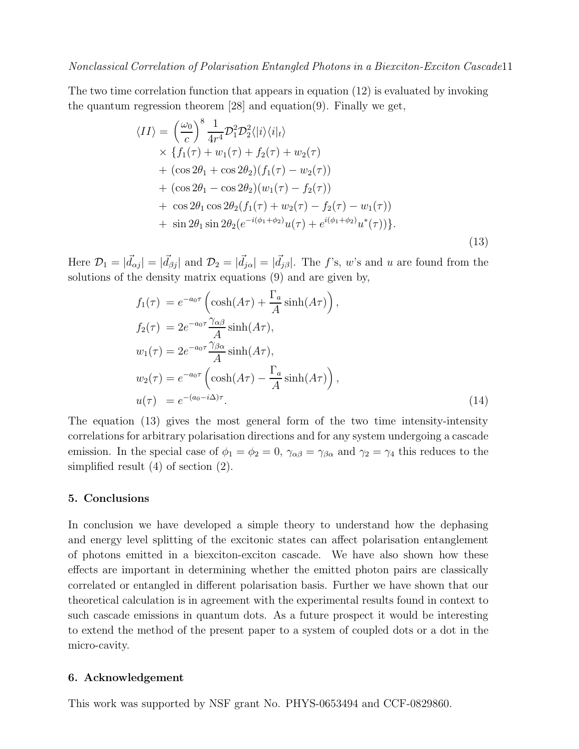The two time correlation function that appears in equation (12) is evaluated by invoking the quantum regression theorem [28] and equation(9). Finally we get,

$$
\begin{aligned}
\langle II \rangle = &\left(\frac{\omega_0}{c}\right)^8 \frac{1}{4r^4} \mathcal{D}_1^2 \mathcal{D}_2^2 \langle |i\rangle\langle i|_t\rangle \\
&\times \{f_1(\tau) + w_1(\tau) + f_2(\tau) + w_2(\tau) \\
&+ (\cos 2\theta_1 + \cos 2\theta_2)(f_1(\tau) - w_2(\tau)) \\
&+ (\cos 2\theta_1 - \cos 2\theta_2)(w_1(\tau) - f_2(\tau)) \\
&+ \cos 2\theta_1 \cos 2\theta_2 (f_1(\tau) + w_2(\tau) - f_2(\tau) - w_1(\tau)) \\
&+ \sin 2\theta_1 \sin 2\theta_2 (e^{-i(\phi_1+\phi_2)} u(\tau) + e^{i(\phi_1+\phi_2)} u^*(\tau))\}.
\end{aligned}
\tag{13}
$$

Here $\mathcal{D}_1 = |\vec{d}_{\alpha j}| = |\vec{d}_{\beta j}|$ and $\mathcal{D}_2 = |\vec{d}_{j\alpha}| = |\vec{d}_{j\beta}|$. The $f$'s, $w$'s and $u$ are found from the solutions of the density matrix equations (9) and are given by,

$$
\begin{aligned}
f_1(\tau) &= e^{-a_0\tau}\left(\cosh(A\tau) + \frac{\Gamma_a}{A}\sinh(A\tau)\right), \\
f_2(\tau) &= 2e^{-a_0\tau}\frac{\gamma_{\alpha\beta}}{A}\sinh(A\tau), \\
w_1(\tau) &= 2e^{-a_0\tau}\frac{\gamma_{\beta\alpha}}{A}\sinh(A\tau), \\
w_2(\tau) &= e^{-a_0\tau}\left(\cosh(A\tau) - \frac{\Gamma_a}{A}\sinh(A\tau)\right), \\
u(\tau) &= e^{-(a_0 - i\Delta)\tau}.
\end{aligned}
\tag{14}
$$

The equation (13) gives the most general form of the two time intensity-intensity correlations for arbitrary polarisation directions and for any system undergoing a cascade emission. In the special case of $\phi_1 = \phi_2 = 0$, $\gamma_{\alpha\beta} = \gamma_{\beta\alpha}$ and $\gamma_2 = \gamma_4$ this reduces to the simplified result (4) of section (2).

## 5. Conclusions

In conclusion we have developed a simple theory to understand how the dephasing and energy level splitting of the excitonic states can affect polarisation entanglement of photons emitted in a biexciton-exciton cascade. We have also shown how these effects are important in determining whether the emitted photon pairs are classically correlated or entangled in different polarisation basis. Further we have shown that our theoretical calculation is in agreement with the experimental results found in context to such cascade emissions in quantum dots. As a future prospect it would be interesting to extend the method of the present paper to a system of coupled dots or a dot in the micro-cavity.

## 6. Acknowledgement

This work was supported by NSF grant No. PHYS-0653494 and CCF-0829860.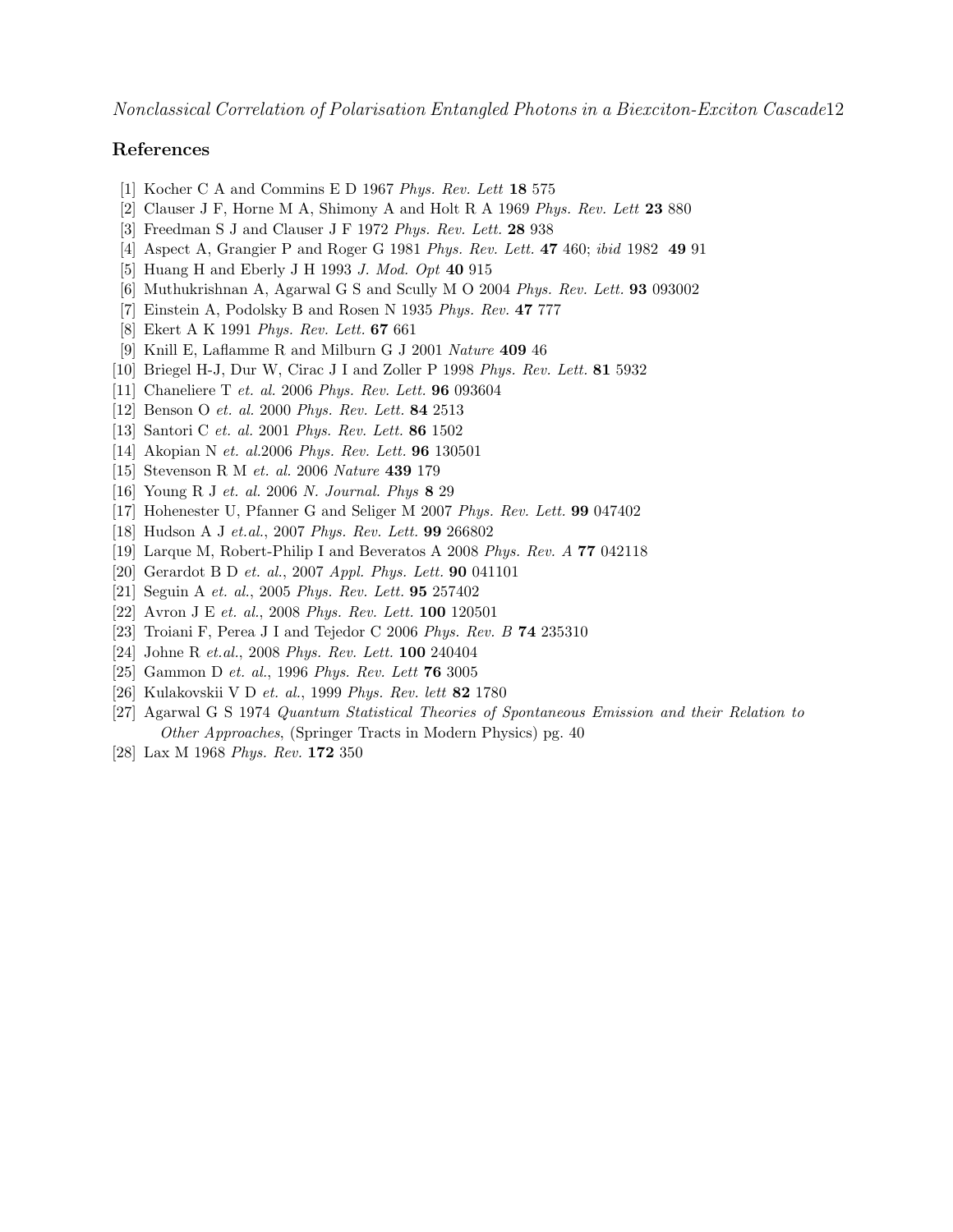## References

[1] Kocher C A and Commins E D 1967 *Phys. Rev. Lett* **18** 575

[2] Clauser J F, Horne M A, Shimony A and Holt R A 1969 *Phys. Rev. Lett* **23** 880

[3] Freedman S J and Clauser J F 1972 *Phys. Rev. Lett.* **28** 938

[4] Aspect A, Grangier P and Roger G 1981 *Phys. Rev. Lett.* **47** 460; *ibid* 1982 **49** 91

[5] Huang H and Eberly J H 1993 *J. Mod. Opt* **40** 915

[6] Muthukrishnan A, Agarwal G S and Scully M O 2004 *Phys. Rev. Lett.* **93** 093002

[7] Einstein A, Podolsky B and Rosen N 1935 *Phys. Rev.* **47** 777

[8] Ekert A K 1991 *Phys. Rev. Lett.* **67** 661

[9] Knill E, Laflamme R and Milburn G J 2001 *Nature* **409** 46

[10] Briegel H-J, Dur W, Cirac J I and Zoller P 1998 *Phys. Rev. Lett.* **81** 5932

[11] Chaneliere T *et. al.* 2006 *Phys. Rev. Lett.* **96** 093604

[12] Benson O *et. al.* 2000 *Phys. Rev. Lett.* **84** 2513

[13] Santori C *et. al.* 2001 *Phys. Rev. Lett.* **86** 1502

[14] Akopian N *et. al.*2006 *Phys. Rev. Lett.* **96** 130501

[15] Stevenson R M *et. al.* 2006 *Nature* **439** 179

[16] Young R J *et. al.* 2006 *N. Journal. Phys* **8** 29

[17] Hohenester U, Pfanner G and Seliger M 2007 *Phys. Rev. Lett.* **99** 047402

[18] Hudson A J *et.al.*, 2007 *Phys. Rev. Lett.* **99** 266802

[19] Larque M, Robert-Philip I and Beveratos A 2008 *Phys. Rev. A* **77** 042118

[20] Gerardot B D *et. al.*, 2007 *Appl. Phys. Lett.* **90** 041101

[21] Seguin A *et. al.*, 2005 *Phys. Rev. Lett.* **95** 257402

[22] Avron J E *et. al.*, 2008 *Phys. Rev. Lett.* **100** 120501

[23] Troiani F, Perea J I and Tejedor C 2006 *Phys. Rev. B* **74** 235310

[24] Johne R *et.al.*, 2008 *Phys. Rev. Lett.* **100** 240404

[25] Gammon D *et. al.*, 1996 *Phys. Rev. Lett* **76** 3005

[26] Kulakovskii V D *et. al.*, 1999 *Phys. Rev. lett* **82** 1780

[27] Agarwal G S 1974 *Quantum Statistical Theories of Spontaneous Emission and their Relation to Other Approaches*, (Springer Tracts in Modern Physics) pg. 40

[28] Lax M 1968 *Phys. Rev.* **172** 350